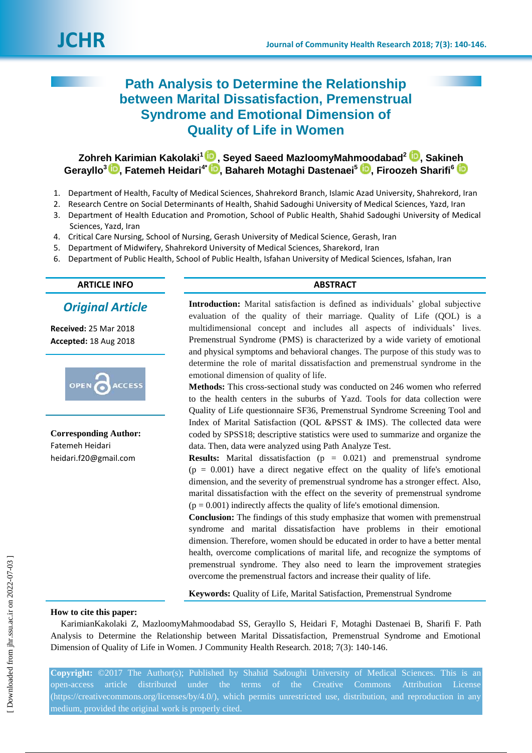# Path Analysis to Determine the Relationship between Marital Dissatisfaction, Premenstrual Syndrome and Emotional Dimension of Quality of Life in Women

**Zohreh Karimian Kakolaki[1], Seyed Saeed MazloomyMahmoodabad[2], Sakineh Gerayllo[3], Fatemeh Heidari[4*], Bahareh Motaghi Dastenaei[5], Firoozeh Sharifi[6]**

1. Department of Health, Faculty of Medical Sciences, Shahrekord Branch, Islamic Azad University, Shahrekord, Iran
2. Research Centre on Social Determinants of Health, Shahid Sadoughi University of Medical Sciences, Yazd, Iran
3. Department of Health Education and Promotion, School of Public Health, Shahid Sadoughi University of Medical Sciences, Yazd, Iran
4. Critical Care Nursing, School of Nursing, Gerash University of Medical Science, Gerash, Iran
5. Department of Midwifery, Shahrekord University of Medical Sciences, Sharekord, Iran
6. Department of Public Health, School of Public Health, Isfahan University of Medical Sciences, Isfahan, Iran

## ARTICLE INFO

*Original Article*

**Received:** 25 Mar 2018
**Accepted:** 18 Aug 2018

OPEN ACCESS

**Corresponding Author:**
Fatemeh Heidari
heidari.f20@gmail.com

## ABSTRACT

**Introduction:** Marital satisfaction is defined as individuals' global subjective evaluation of the quality of their marriage. Quality of Life (QOL) is a multidimensional concept and includes all aspects of individuals' lives. Premenstrual Syndrome (PMS) is characterized by a wide variety of emotional and physical symptoms and behavioral changes. The purpose of this study was to determine the role of marital dissatisfaction and premenstrual syndrome in the emotional dimension of quality of life.

**Methods:** This cross-sectional study was conducted on 246 women who referred to the health centers in the suburbs of Yazd. Tools for data collection were Quality of Life questionnaire SF36, Premenstrual Syndrome Screening Tool and Index of Marital Satisfaction (QOL &PSST & IMS). The collected data were coded by SPSS18; descriptive statistics were used to summarize and organize the data. Then, data were analyzed using Path Analyze Test.

**Results:** Marital dissatisfaction ($p = 0.021$) and premenstrual syndrome ($p = 0.001$) have a direct negative effect on the quality of life's emotional dimension, and the severity of premenstrual syndrome has a stronger effect. Also, marital dissatisfaction with the effect on the severity of premenstrual syndrome ($p = 0.001$) indirectly affects the quality of life's emotional dimension.

**Conclusion:** The findings of this study emphasize that women with premenstrual syndrome and marital dissatisfaction have problems in their emotional dimension. Therefore, women should be educated in order to have a better mental health, overcome complications of marital life, and recognize the symptoms of premenstrual syndrome. They also need to learn the improvement strategies overcome the premenstrual factors and increase their quality of life.

**Keywords:** Quality of Life, Marital Satisfaction, Premenstrual Syndrome

**How to cite this paper:**
KarimianKakolaki Z, MazloomyMahmoodabad SS, Gerayllo S, Heidari F, Motaghi Dastenaei B, Sharifi F. Path Analysis to Determine the Relationship between Marital Dissatisfaction, Premenstrual Syndrome and Emotional Dimension of Quality of Life in Women. J Community Health Research. 2018; 7(3): 140-146.

**Copyright:** ©2017 The Author(s); Published by Shahid Sadoughi University of Medical Sciences. This is an open-access article distributed under the terms of the Creative Commons Attribution License (https://creativecommons.org/licenses/by/4.0/), which permits unrestricted use, distribution, and reproduction in any medium, provided the original work is properly cited.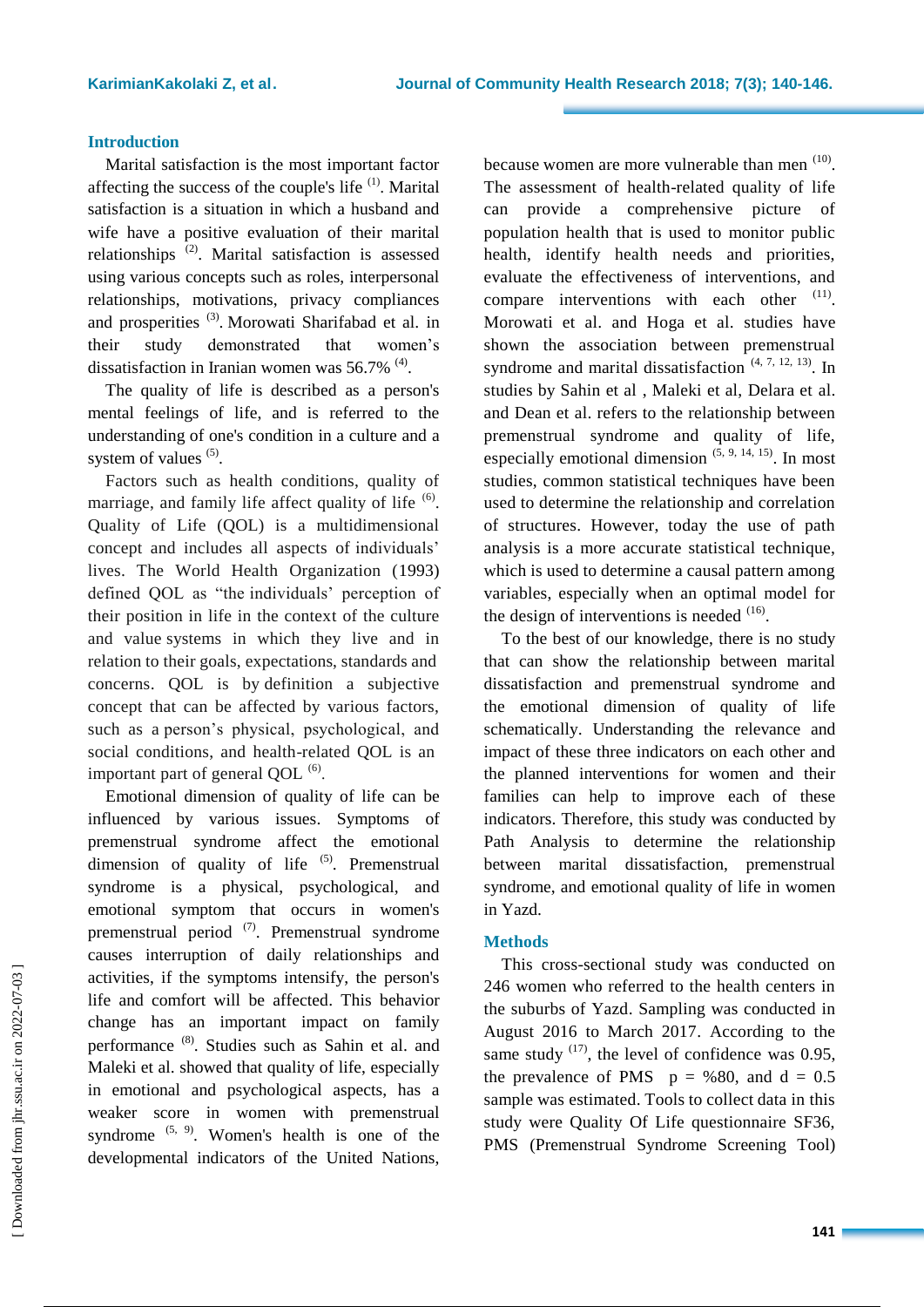## Introduction

Marital satisfaction is the most important factor affecting the success of the couple's life [1]. Marital satisfaction is a situation in which a husband and wife have a positive evaluation of their marital relationships [2]. Marital satisfaction is assessed using various concepts such as roles, interpersonal relationships, motivations, privacy compliances and prosperities [3]. Morowati Sharifabad et al. in their study demonstrated that women's dissatisfaction in Iranian women was 56.7% [4].

The quality of life is described as a person's mental feelings of life, and is referred to the understanding of one's condition in a culture and a system of values [5].

Factors such as health conditions, quality of marriage, and family life affect quality of life [6]. Quality of Life (QOL) is a multidimensional concept and includes all aspects of individuals' lives. The World Health Organization (1993) defined QOL as "the individuals' perception of their position in life in the context of the culture and value systems in which they live and in relation to their goals, expectations, standards and concerns. QOL is by definition a subjective concept that can be affected by various factors, such as a person's physical, psychological, and social conditions, and health-related QOL is an important part of general QOL [6].

Emotional dimension of quality of life can be influenced by various issues. Symptoms of premenstrual syndrome affect the emotional dimension of quality of life [5]. Premenstrual syndrome is a physical, psychological, and emotional symptom that occurs in women's premenstrual period [7]. Premenstrual syndrome causes interruption of daily relationships and activities, if the symptoms intensify, the person's life and comfort will be affected. This behavior change has an important impact on family performance [8]. Studies such as Sahin et al. and Maleki et al. showed that quality of life, especially in emotional and psychological aspects, has a weaker score in women with premenstrual syndrome [5, 9]. Women's health is one of the developmental indicators of the United Nations, because women are more vulnerable than men [10]. The assessment of health-related quality of life can provide a comprehensive picture of population health that is used to monitor public health, identify health needs and priorities, evaluate the effectiveness of interventions, and compare interventions with each other [11]. Morowati et al. and Hoga et al. studies have shown the association between premenstrual syndrome and marital dissatisfaction [4, 7, 12, 13]. In studies by Sahin et al , Maleki et al, Delara et al. and Dean et al. refers to the relationship between premenstrual syndrome and quality of life, especially emotional dimension [5, 9, 14, 15]. In most studies, common statistical techniques have been used to determine the relationship and correlation of structures. However, today the use of path analysis is a more accurate statistical technique, which is used to determine a causal pattern among variables, especially when an optimal model for the design of interventions is needed [16].

To the best of our knowledge, there is no study that can show the relationship between marital dissatisfaction and premenstrual syndrome and the emotional dimension of quality of life schematically. Understanding the relevance and impact of these three indicators on each other and the planned interventions for women and their families can help to improve each of these indicators. Therefore, this study was conducted by Path Analysis to determine the relationship between marital dissatisfaction, premenstrual syndrome, and emotional quality of life in women in Yazd.

## Methods

This cross-sectional study was conducted on 246 women who referred to the health centers in the suburbs of Yazd. Sampling was conducted in August 2016 to March 2017. According to the same study [17], the level of confidence was 0.95, the prevalence of PMS $p = \%80$, and $d = 0.5$ sample was estimated. Tools to collect data in this study were Quality Of Life questionnaire SF36, PMS (Premenstrual Syndrome Screening Tool)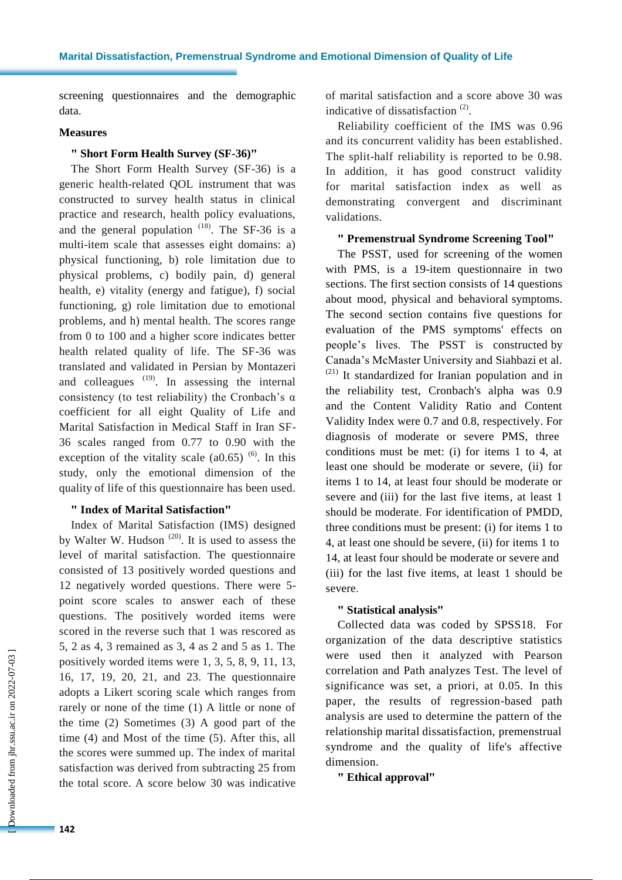screening questionnaires and the demographic data.

**Measures**

**" Short Form Health Survey (SF-36)"**

The Short Form Health Survey (SF-36) is a generic health-related QOL instrument that was constructed to survey health status in clinical practice and research, health policy evaluations, and the general population [18]. The SF-36 is a multi-item scale that assesses eight domains: a) physical functioning, b) role limitation due to physical problems, c) bodily pain, d) general health, e) vitality (energy and fatigue), f) social functioning, g) role limitation due to emotional problems, and h) mental health. The scores range from 0 to 100 and a higher score indicates better health related quality of life. The SF-36 was translated and validated in Persian by Montazeri and colleagues [19]. In assessing the internal consistency (to test reliability) the Cronbach's α coefficient for all eight Quality of Life and Marital Satisfaction in Medical Staff in Iran SF-36 scales ranged from 0.77 to 0.90 with the exception of the vitality scale (a0.65) [6]. In this study, only the emotional dimension of the quality of life of this questionnaire has been used.

**" Index of Marital Satisfaction"**

Index of Marital Satisfaction (IMS) designed by Walter W. Hudson [20]. It is used to assess the level of marital satisfaction. The questionnaire consisted of 13 positively worded questions and 12 negatively worded questions. There were 5-point score scales to answer each of these questions. The positively worded items were scored in the reverse such that 1 was rescored as 5, 2 as 4, 3 remained as 3, 4 as 2 and 5 as 1. The positively worded items were 1, 3, 5, 8, 9, 11, 13, 16, 17, 19, 20, 21, and 23. The questionnaire adopts a Likert scoring scale which ranges from rarely or none of the time (1) A little or none of the time (2) Sometimes (3) A good part of the time (4) and Most of the time (5). After this, all the scores were summed up. The index of marital satisfaction was derived from subtracting 25 from the total score. A score below 30 was indicative of marital satisfaction and a score above 30 was indicative of dissatisfaction [2].

Reliability coefficient of the IMS was 0.96 and its concurrent validity has been established. The split-half reliability is reported to be 0.98. In addition, it has good construct validity for marital satisfaction index as well as demonstrating convergent and discriminant validations.

**" Premenstrual Syndrome Screening Tool"**

The PSST, used for screening of the women with PMS, is a 19-item questionnaire in two sections. The first section consists of 14 questions about mood, physical and behavioral symptoms. The second section contains five questions for evaluation of the PMS symptoms' effects on people's lives. The PSST is constructed by Canada's McMaster University and Siahbazi et al. [21] It standardized for Iranian population and in the reliability test, Cronbach's alpha was 0.9 and the Content Validity Ratio and Content Validity Index were 0.7 and 0.8, respectively. For diagnosis of moderate or severe PMS, three conditions must be met: (i) for items 1 to 4, at least one should be moderate or severe, (ii) for items 1 to 14, at least four should be moderate or severe and (iii) for the last five items, at least 1 should be moderate. For identification of PMDD, three conditions must be present: (i) for items 1 to 4, at least one should be severe, (ii) for items 1 to 14, at least four should be moderate or severe and (iii) for the last five items, at least 1 should be severe.

**" Statistical analysis"**

Collected data was coded by SPSS18. For organization of the data descriptive statistics were used then it analyzed with Pearson correlation and Path analyzes Test. The level of significance was set, a priori, at 0.05. In this paper, the results of regression-based path analysis are used to determine the pattern of the relationship marital dissatisfaction, premenstrual syndrome and the quality of life's affective dimension.

**" Ethical approval"**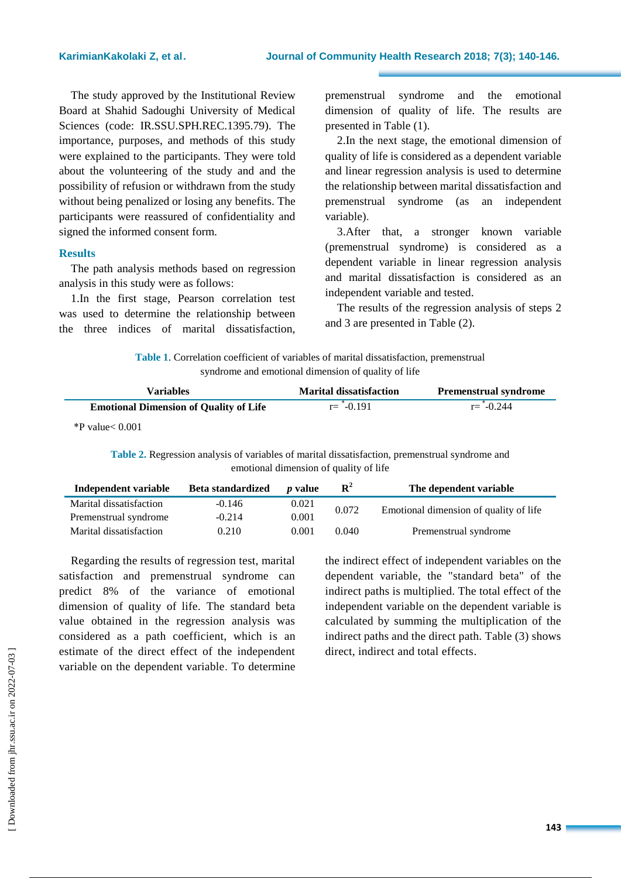The study approved by the Institutional Review Board at Shahid Sadoughi University of Medical Sciences (code: IR.SSU.SPH.REC.1395.79). The importance, purposes, and methods of this study were explained to the participants. They were told about the volunteering of the study and and the possibility of refusion or withdrawn from the study without being penalized or losing any benefits. The participants were reassured of confidentiality and signed the informed consent form.

## Results

The path analysis methods based on regression analysis in this study were as follows:

1.In the first stage, Pearson correlation test was used to determine the relationship between the three indices of marital dissatisfaction, premenstrual syndrome and the emotional dimension of quality of life. The results are presented in Table (1).

2.In the next stage, the emotional dimension of quality of life is considered as a dependent variable and linear regression analysis is used to determine the relationship between marital dissatisfaction and premenstrual syndrome (as an independent variable).

3.After that, a stronger known variable (premenstrual syndrome) is considered as a dependent variable in linear regression analysis and marital dissatisfaction is considered as an independent variable and tested.

The results of the regression analysis of steps 2 and 3 are presented in Table (2).

**Table 1**. Correlation coefficient of variables of marital dissatisfaction, premenstrual syndrome and emotional dimension of quality of life

| Variables | Marital dissatisfaction | Premenstrual syndrome |
|---|---|---|
| **Emotional Dimension of Quality of Life** | r= *-0.191 | r= *-0.244 |

*P value< 0.001

**Table 2.** Regression analysis of variables of marital dissatisfaction, premenstrual syndrome and emotional dimension of quality of life

| Independent variable | Beta standardized | *p* value | $R^2$ | The dependent variable |
|---|---|---|---|---|
| Marital dissatisfaction | -0.146 | 0.021 | 0.072 | Emotional dimension of quality of life |
| Premenstrual syndrome | -0.214 | 0.001 | | |
| Marital dissatisfaction | 0.210 | 0.001 | 0.040 | Premenstrual syndrome |

Regarding the results of regression test, marital satisfaction and premenstrual syndrome can predict 8% of the variance of emotional dimension of quality of life. The standard beta value obtained in the regression analysis was considered as a path coefficient, which is an estimate of the direct effect of the independent variable on the dependent variable. To determine the indirect effect of independent variables on the dependent variable, the "standard beta" of the indirect paths is multiplied. The total effect of the independent variable on the dependent variable is calculated by summing the multiplication of the indirect paths and the direct path. Table (3) shows direct, indirect and total effects.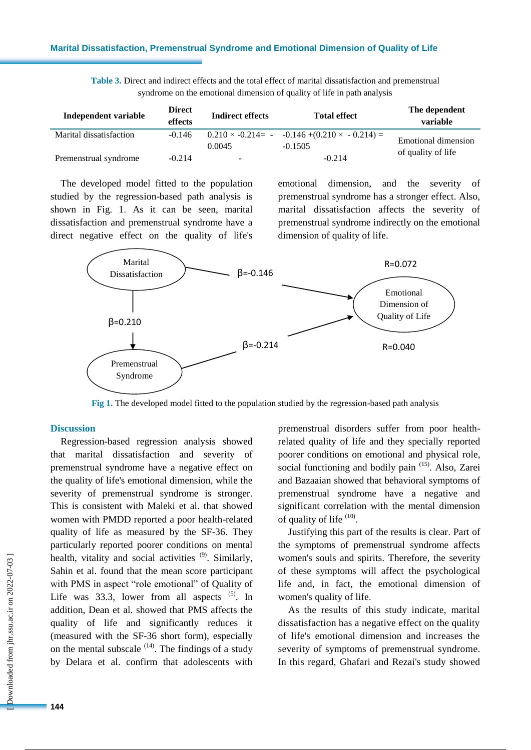**Table 3.** Direct and indirect effects and the total effect of marital dissatisfaction and premenstrual syndrome on the emotional dimension of quality of life in path analysis

| Independent variable | Direct effects | Indirect effects | Total effect | The dependent variable |
|---|---|---|---|---|
| Marital dissatisfaction | -0.146 | 0.210 × -0.214= -0.0045 | -0.146 +(0.210 × - 0.214) = -0.1505 | Emotional dimension of quality of life |
| Premenstrual syndrome | -0.214 | - | -0.214 | |

The developed model fitted to the population studied by the regression-based path analysis is shown in Fig. 1. As it can be seen, marital dissatisfaction and premenstrual syndrome have a direct negative effect on the quality of life's emotional dimension, and the severity of premenstrual syndrome has a stronger effect. Also, marital dissatisfaction affects the severity of premenstrual syndrome indirectly on the emotional dimension of quality of life.

Marital Dissatisfaction → Emotional Dimension of Quality of Life: β=-0.146

Marital Dissatisfaction → Premenstrual Syndrome: β=0.210

Premenstrual Syndrome → Emotional Dimension of Quality of Life: β=-0.214

R=0.072

R=0.040

**Fig 1.** The developed model fitted to the population studied by the regression-based path analysis

## Discussion

Regression-based regression analysis showed that marital dissatisfaction and severity of premenstrual syndrome have a negative effect on the quality of life's emotional dimension, while the severity of premenstrual syndrome is stronger. This is consistent with Maleki et al. that showed women with PMDD reported a poor health-related quality of life as measured by the SF-36. They particularly reported poorer conditions on mental health, vitality and social activities [9]. Similarly, Sahin et al. found that the mean score participant with PMS in aspect "role emotional" of Quality of Life was 33.3, lower from all aspects [5]. In addition, Dean et al. showed that PMS affects the quality of life and significantly reduces it (measured with the SF-36 short form), especially on the mental subscale [14]. The findings of a study by Delara et al. confirm that adolescents with premenstrual disorders suffer from poor health-related quality of life and they specially reported poorer conditions on emotional and physical role, social functioning and bodily pain [15]. Also, Zarei and Bazaaian showed that behavioral symptoms of premenstrual syndrome have a negative and significant correlation with the mental dimension of quality of life [10].

Justifying this part of the results is clear. Part of the symptoms of premenstrual syndrome affects women's souls and spirits. Therefore, the severity of these symptoms will affect the psychological life and, in fact, the emotional dimension of women's quality of life.

As the results of this study indicate, marital dissatisfaction has a negative effect on the quality of life's emotional dimension and increases the severity of symptoms of premenstrual syndrome. In this regard, Ghafari and Rezai's study showed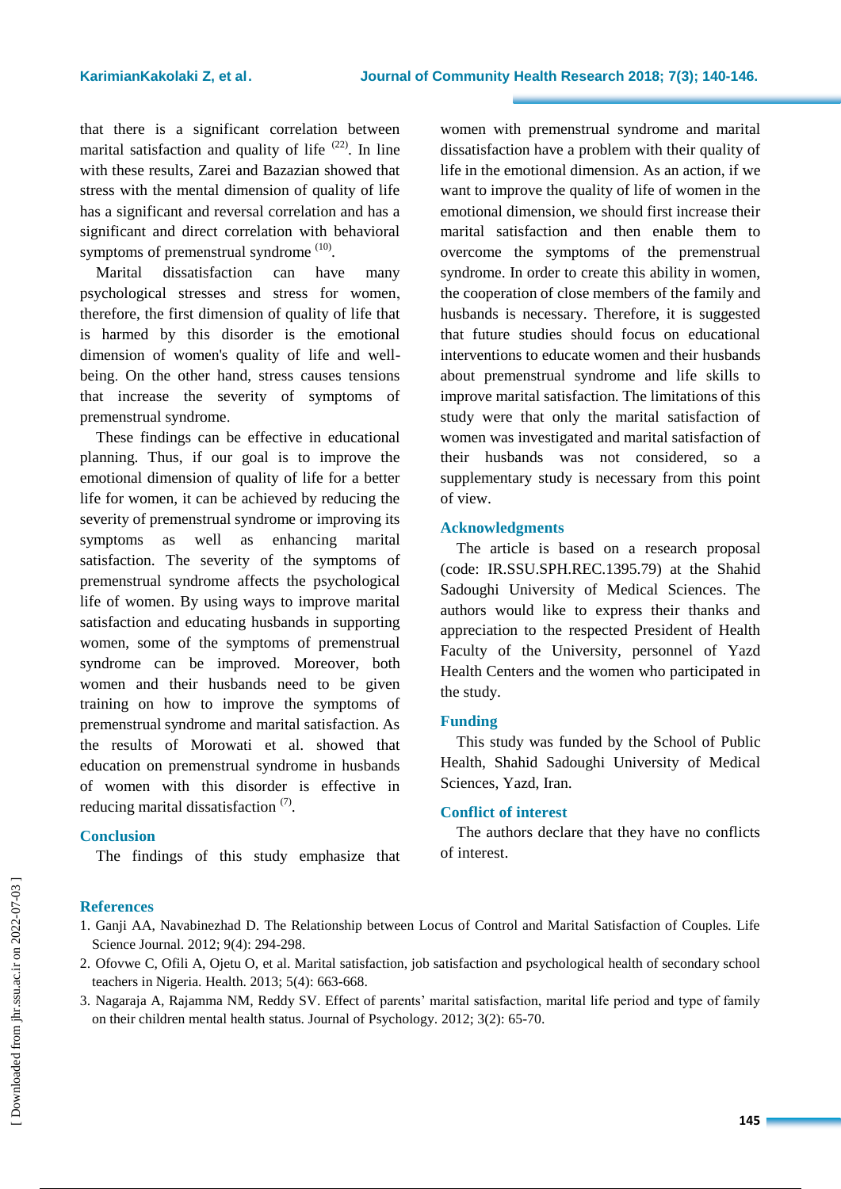that there is a significant correlation between marital satisfaction and quality of life [22]. In line with these results, Zarei and Bazazian showed that stress with the mental dimension of quality of life has a significant and reversal correlation and has a significant and direct correlation with behavioral symptoms of premenstrual syndrome [10].

Marital dissatisfaction can have many psychological stresses and stress for women, therefore, the first dimension of quality of life that is harmed by this disorder is the emotional dimension of women's quality of life and well-being. On the other hand, stress causes tensions that increase the severity of symptoms of premenstrual syndrome.

These findings can be effective in educational planning. Thus, if our goal is to improve the emotional dimension of quality of life for a better life for women, it can be achieved by reducing the severity of premenstrual syndrome or improving its symptoms as well as enhancing marital satisfaction. The severity of the symptoms of premenstrual syndrome affects the psychological life of women. By using ways to improve marital satisfaction and educating husbands in supporting women, some of the symptoms of premenstrual syndrome can be improved. Moreover, both women and their husbands need to be given training on how to improve the symptoms of premenstrual syndrome and marital satisfaction. As the results of Morowati et al. showed that education on premenstrual syndrome in husbands of women with this disorder is effective in reducing marital dissatisfaction [7].

## Conclusion

The findings of this study emphasize that women with premenstrual syndrome and marital dissatisfaction have a problem with their quality of life in the emotional dimension. As an action, if we want to improve the quality of life of women in the emotional dimension, we should first increase their marital satisfaction and then enable them to overcome the symptoms of the premenstrual syndrome. In order to create this ability in women, the cooperation of close members of the family and husbands is necessary. Therefore, it is suggested that future studies should focus on educational interventions to educate women and their husbands about premenstrual syndrome and life skills to improve marital satisfaction. The limitations of this study were that only the marital satisfaction of women was investigated and marital satisfaction of their husbands was not considered, so a supplementary study is necessary from this point of view.

## Acknowledgments

The article is based on a research proposal (code: IR.SSU.SPH.REC.1395.79) at the Shahid Sadoughi University of Medical Sciences. The authors would like to express their thanks and appreciation to the respected President of Health Faculty of the University, personnel of Yazd Health Centers and the women who participated in the study.

## Funding

This study was funded by the School of Public Health, Shahid Sadoughi University of Medical Sciences, Yazd, Iran.

## Conflict of interest

The authors declare that they have no conflicts of interest.

## References

1. Ganji AA, Navabinezhad D. The Relationship between Locus of Control and Marital Satisfaction of Couples. Life Science Journal. 2012; 9(4): 294-298.
2. Ofovwe C, Ofili A, Ojetu O, et al. Marital satisfaction, job satisfaction and psychological health of secondary school teachers in Nigeria. Health. 2013; 5(4): 663-668.
3. Nagaraja A, Rajamma NM, Reddy SV. Effect of parents' marital satisfaction, marital life period and type of family on their children mental health status. Journal of Psychology. 2012; 3(2): 65-70.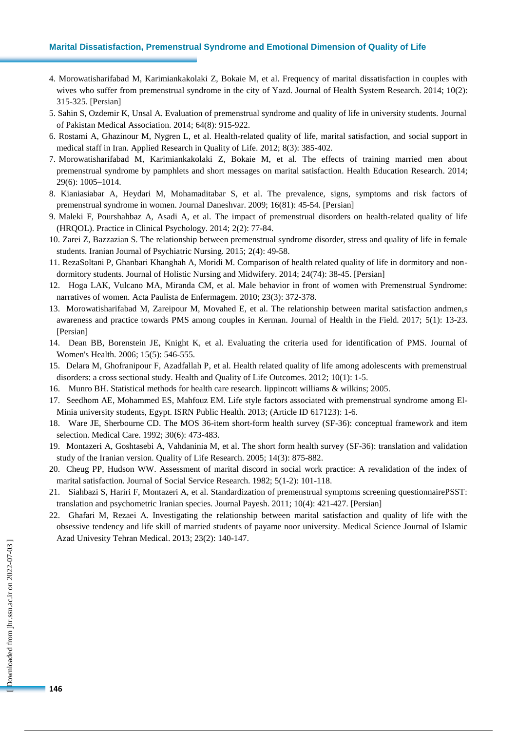4. Morowatisharifabad M, Karimiankakolaki Z, Bokaie M, et al. Frequency of marital dissatisfaction in couples with wives who suffer from premenstrual syndrome in the city of Yazd. Journal of Health System Research. 2014; 10(2): 315-325. [Persian]
5. Sahin S, Ozdemir K, Unsal A. Evaluation of premenstrual syndrome and quality of life in university students. Journal of Pakistan Medical Association. 2014; 64(8): 915-922.
6. Rostami A, Ghazinour M, Nygren L, et al. Health-related quality of life, marital satisfaction, and social support in medical staff in Iran. Applied Research in Quality of Life. 2012; 8(3): 385-402.
7. Morowatisharifabad M, Karimiankakolaki Z, Bokaie M, et al. The effects of training married men about premenstrual syndrome by pamphlets and short messages on marital satisfaction. Health Education Research. 2014; 29(6): 1005–1014.
8. Kianiasiabar A, Heydari M, Mohamaditabar S, et al. The prevalence, signs, symptoms and risk factors of premenstrual syndrome in women. Journal Daneshvar. 2009; 16(81): 45-54. [Persian]
9. Maleki F, Pourshahbaz A, Asadi A, et al. The impact of premenstrual disorders on health-related quality of life (HRQOL). Practice in Clinical Psychology. 2014; 2(2): 77-84.
10. Zarei Z, Bazzazian S. The relationship between premenstrual syndrome disorder, stress and quality of life in female students. Iranian Journal of Psychiatric Nursing. 2015; 2(4): 49-58.
11. RezaSoltani P, Ghanbari Khanghah A, Moridi M. Comparison of health related quality of life in dormitory and non-dormitory students. Journal of Holistic Nursing and Midwifery. 2014; 24(74): 38-45. [Persian]
12. Hoga LAK, Vulcano MA, Miranda CM, et al. Male behavior in front of women with Premenstrual Syndrome: narratives of women. Acta Paulista de Enfermagem. 2010; 23(3): 372-378.
13. Morowatisharifabad M, Zareipour M, Movahed E, et al. The relationship between marital satisfaction andmen,s awareness and practice towards PMS among couples in Kerman. Journal of Health in the Field. 2017; 5(1): 13-23. [Persian]
14. Dean BB, Borenstein JE, Knight K, et al. Evaluating the criteria used for identification of PMS. Journal of Women's Health. 2006; 15(5): 546-555.
15. Delara M, Ghofranipour F, Azadfallah P, et al. Health related quality of life among adolescents with premenstrual disorders: a cross sectional study. Health and Quality of Life Outcomes. 2012; 10(1): 1-5.
16. Munro BH. Statistical methods for health care research. lippincott williams & wilkins; 2005.
17. Seedhom AE, Mohammed ES, Mahfouz EM. Life style factors associated with premenstrual syndrome among El-Minia university students, Egypt. ISRN Public Health. 2013; (Article ID 617123): 1-6.
18. Ware JE, Sherbourne CD. The MOS 36-item short-form health survey (SF-36): conceptual framework and item selection. Medical Care. 1992; 30(6): 473-483.
19. Montazeri A, Goshtasebi A, Vahdaninia M, et al. The short form health survey (SF-36): translation and validation study of the Iranian version. Quality of Life Research. 2005; 14(3): 875-882.
20. Cheug PP, Hudson WW. Assessment of marital discord in social work practice: A revalidation of the index of marital satisfaction. Journal of Social Service Research. 1982; 5(1-2): 101-118.
21. Siahbazi S, Hariri F, Montazeri A, et al. Standardization of premenstrual symptoms screening questionnairePSST: translation and psychometric Iranian species. Journal Payesh. 2011; 10(4): 421-427. [Persian]
22. Ghafari M, Rezaei A. Investigating the relationship between marital satisfaction and quality of life with the obsessive tendency and life skill of married students of payame noor university. Medical Science Journal of Islamic Azad Univesity Tehran Medical. 2013; 23(2): 140-147.